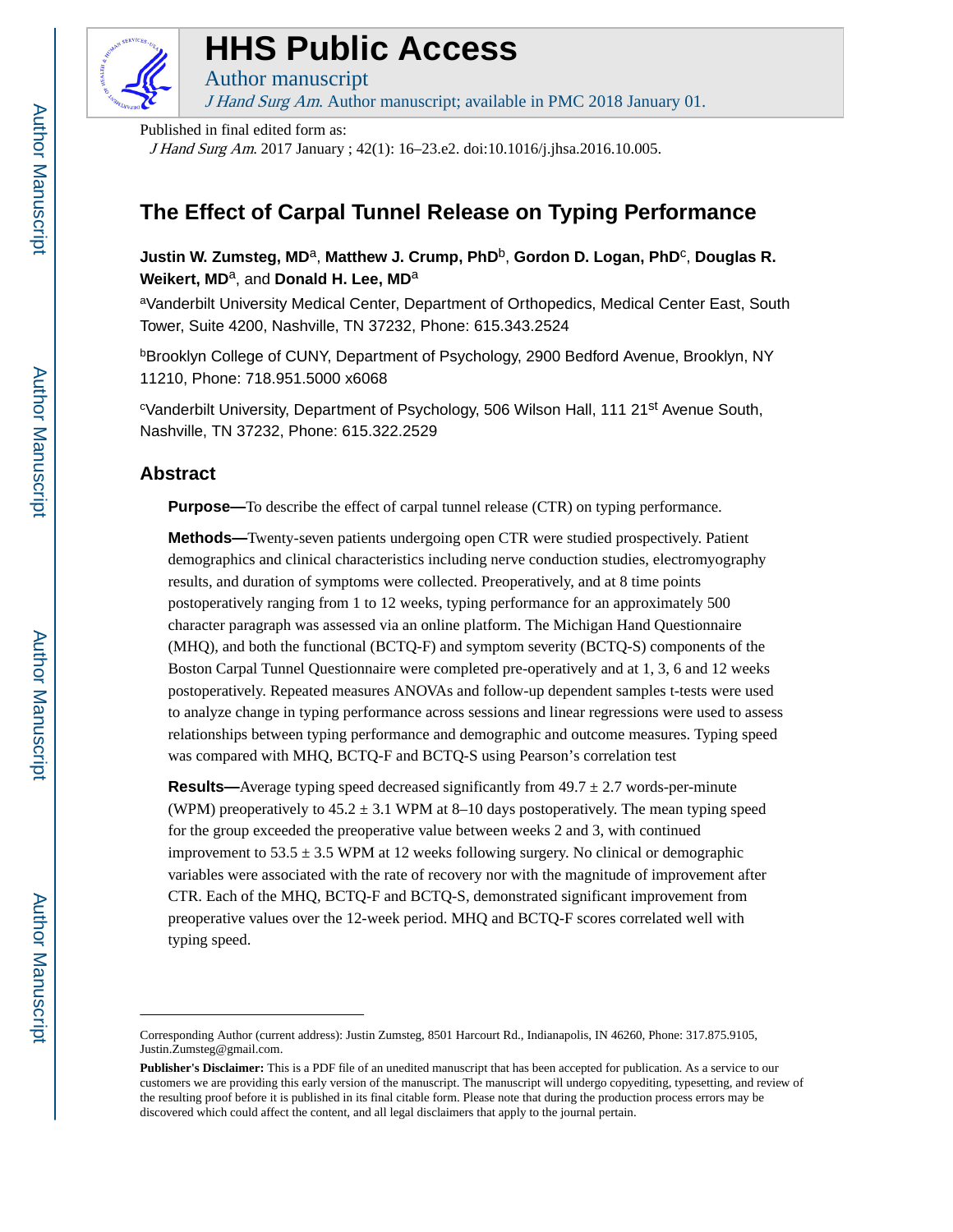# HHS Public Access

Author manuscript

*J Hand Surg Am*. Author manuscript; available in PMC 2018 January 01.

Published in final edited form as:

*J Hand Surg Am*. 2017 January ; 42(1): 16–23.e2. doi:10.1016/j.jhsa.2016.10.005.

# The Effect of Carpal Tunnel Release on Typing Performance

**Justin W. Zumsteg, MD**[a], **Matthew J. Crump, PhD**[b], **Gordon D. Logan, PhD**[c], **Douglas R. Weikert, MD**[a], and **Donald H. Lee, MD**[a]

[a]Vanderbilt University Medical Center, Department of Orthopedics, Medical Center East, South Tower, Suite 4200, Nashville, TN 37232, Phone: 615.343.2524

[b]Brooklyn College of CUNY, Department of Psychology, 2900 Bedford Avenue, Brooklyn, NY 11210, Phone: 718.951.5000 x6068

[c]Vanderbilt University, Department of Psychology, 506 Wilson Hall, 111 21st Avenue South, Nashville, TN 37232, Phone: 615.322.2529

## Abstract

**Purpose—**To describe the effect of carpal tunnel release (CTR) on typing performance.

**Methods—**Twenty-seven patients undergoing open CTR were studied prospectively. Patient demographics and clinical characteristics including nerve conduction studies, electromyography results, and duration of symptoms were collected. Preoperatively, and at 8 time points postoperatively ranging from 1 to 12 weeks, typing performance for an approximately 500 character paragraph was assessed via an online platform. The Michigan Hand Questionnaire (MHQ), and both the functional (BCTQ-F) and symptom severity (BCTQ-S) components of the Boston Carpal Tunnel Questionnaire were completed pre-operatively and at 1, 3, 6 and 12 weeks postoperatively. Repeated measures ANOVAs and follow-up dependent samples t-tests were used to analyze change in typing performance across sessions and linear regressions were used to assess relationships between typing performance and demographic and outcome measures. Typing speed was compared with MHQ, BCTQ-F and BCTQ-S using Pearson's correlation test

**Results—**Average typing speed decreased significantly from 49.7 ± 2.7 words-per-minute (WPM) preoperatively to 45.2 ± 3.1 WPM at 8–10 days postoperatively. The mean typing speed for the group exceeded the preoperative value between weeks 2 and 3, with continued improvement to 53.5 ± 3.5 WPM at 12 weeks following surgery. No clinical or demographic variables were associated with the rate of recovery nor with the magnitude of improvement after CTR. Each of the MHQ, BCTQ-F and BCTQ-S, demonstrated significant improvement from preoperative values over the 12-week period. MHQ and BCTQ-F scores correlated well with typing speed.

---

Corresponding Author (current address): Justin Zumsteg, 8501 Harcourt Rd., Indianapolis, IN 46260, Phone: 317.875.9105, Justin.Zumsteg@gmail.com.

**Publisher's Disclaimer:** This is a PDF file of an unedited manuscript that has been accepted for publication. As a service to our customers we are providing this early version of the manuscript. The manuscript will undergo copyediting, typesetting, and review of the resulting proof before it is published in its final citable form. Please note that during the production process errors may be discovered which could affect the content, and all legal disclaimers that apply to the journal pertain.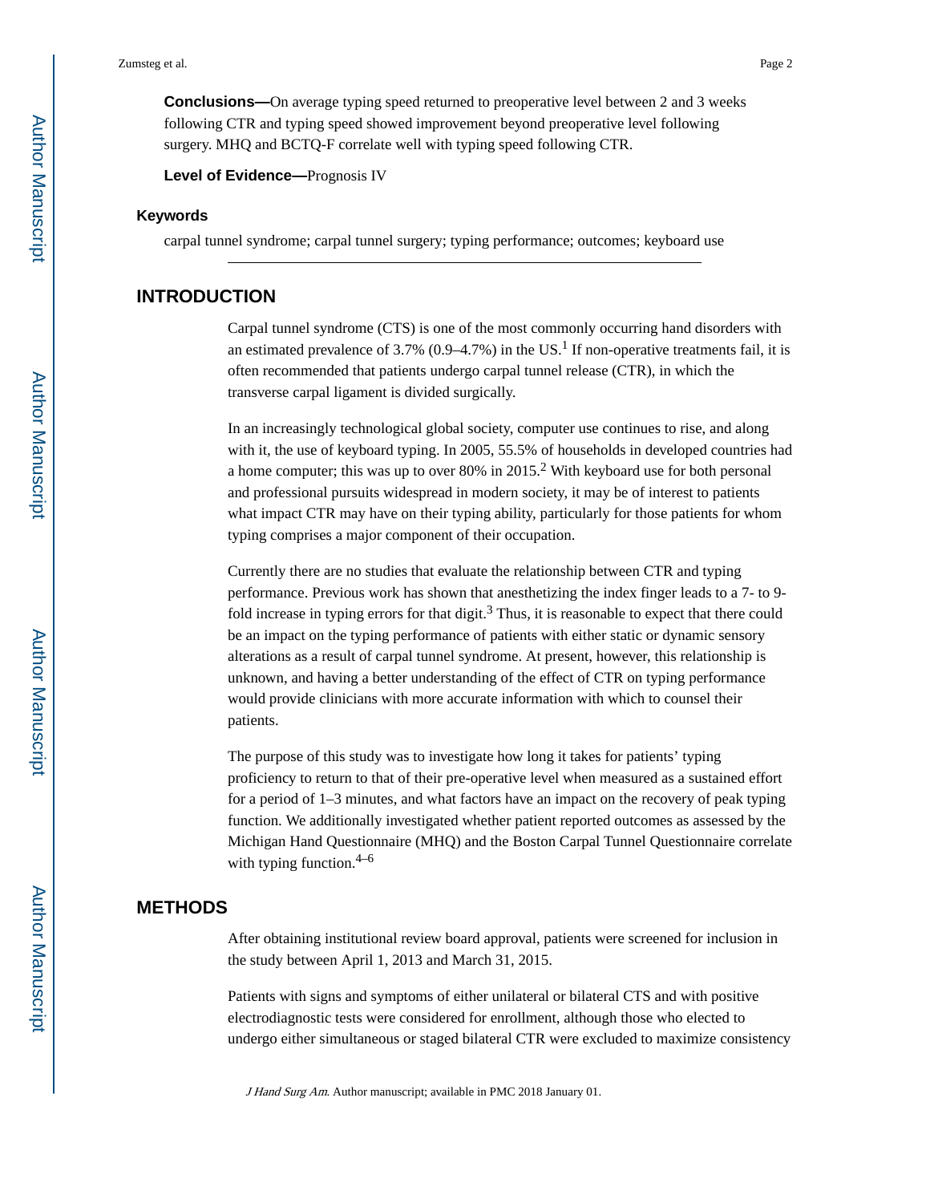**Conclusions—**On average typing speed returned to preoperative level between 2 and 3 weeks following CTR and typing speed showed improvement beyond preoperative level following surgery. MHQ and BCTQ-F correlate well with typing speed following CTR.

**Level of Evidence—**Prognosis IV

### Keywords

carpal tunnel syndrome; carpal tunnel surgery; typing performance; outcomes; keyboard use

## INTRODUCTION

Carpal tunnel syndrome (CTS) is one of the most commonly occurring hand disorders with an estimated prevalence of 3.7% (0.9–4.7%) in the US.[1] If non-operative treatments fail, it is often recommended that patients undergo carpal tunnel release (CTR), in which the transverse carpal ligament is divided surgically.

In an increasingly technological global society, computer use continues to rise, and along with it, the use of keyboard typing. In 2005, 55.5% of households in developed countries had a home computer; this was up to over 80% in 2015.[2] With keyboard use for both personal and professional pursuits widespread in modern society, it may be of interest to patients what impact CTR may have on their typing ability, particularly for those patients for whom typing comprises a major component of their occupation.

Currently there are no studies that evaluate the relationship between CTR and typing performance. Previous work has shown that anesthetizing the index finger leads to a 7- to 9-fold increase in typing errors for that digit.[3] Thus, it is reasonable to expect that there could be an impact on the typing performance of patients with either static or dynamic sensory alterations as a result of carpal tunnel syndrome. At present, however, this relationship is unknown, and having a better understanding of the effect of CTR on typing performance would provide clinicians with more accurate information with which to counsel their patients.

The purpose of this study was to investigate how long it takes for patients' typing proficiency to return to that of their pre-operative level when measured as a sustained effort for a period of 1–3 minutes, and what factors have an impact on the recovery of peak typing function. We additionally investigated whether patient reported outcomes as assessed by the Michigan Hand Questionnaire (MHQ) and the Boston Carpal Tunnel Questionnaire correlate with typing function.[4–6]

## METHODS

After obtaining institutional review board approval, patients were screened for inclusion in the study between April 1, 2013 and March 31, 2015.

Patients with signs and symptoms of either unilateral or bilateral CTS and with positive electrodiagnostic tests were considered for enrollment, although those who elected to undergo either simultaneous or staged bilateral CTR were excluded to maximize consistency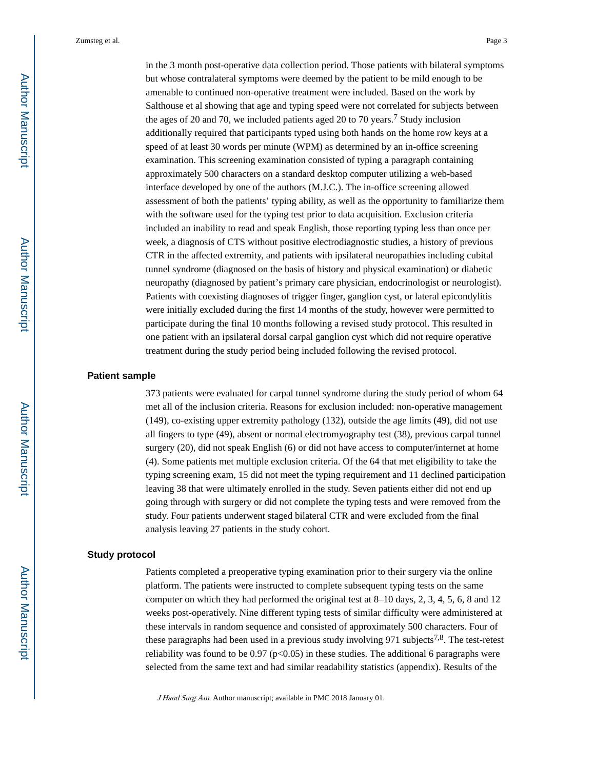in the 3 month post-operative data collection period. Those patients with bilateral symptoms but whose contralateral symptoms were deemed by the patient to be mild enough to be amenable to continued non-operative treatment were included. Based on the work by Salthouse et al showing that age and typing speed were not correlated for subjects between the ages of 20 and 70, we included patients aged 20 to 70 years.[7] Study inclusion additionally required that participants typed using both hands on the home row keys at a speed of at least 30 words per minute (WPM) as determined by an in-office screening examination. This screening examination consisted of typing a paragraph containing approximately 500 characters on a standard desktop computer utilizing a web-based interface developed by one of the authors (M.J.C.). The in-office screening allowed assessment of both the patients' typing ability, as well as the opportunity to familiarize them with the software used for the typing test prior to data acquisition. Exclusion criteria included an inability to read and speak English, those reporting typing less than once per week, a diagnosis of CTS without positive electrodiagnostic studies, a history of previous CTR in the affected extremity, and patients with ipsilateral neuropathies including cubital tunnel syndrome (diagnosed on the basis of history and physical examination) or diabetic neuropathy (diagnosed by patient's primary care physician, endocrinologist or neurologist). Patients with coexisting diagnoses of trigger finger, ganglion cyst, or lateral epicondylitis were initially excluded during the first 14 months of the study, however were permitted to participate during the final 10 months following a revised study protocol. This resulted in one patient with an ipsilateral dorsal carpal ganglion cyst which did not require operative treatment during the study period being included following the revised protocol.

### Patient sample

373 patients were evaluated for carpal tunnel syndrome during the study period of whom 64 met all of the inclusion criteria. Reasons for exclusion included: non-operative management (149), co-existing upper extremity pathology (132), outside the age limits (49), did not use all fingers to type (49), absent or normal electromyography test (38), previous carpal tunnel surgery (20), did not speak English (6) or did not have access to computer/internet at home (4). Some patients met multiple exclusion criteria. Of the 64 that met eligibility to take the typing screening exam, 15 did not meet the typing requirement and 11 declined participation leaving 38 that were ultimately enrolled in the study. Seven patients either did not end up going through with surgery or did not complete the typing tests and were removed from the study. Four patients underwent staged bilateral CTR and were excluded from the final analysis leaving 27 patients in the study cohort.

### Study protocol

Patients completed a preoperative typing examination prior to their surgery via the online platform. The patients were instructed to complete subsequent typing tests on the same computer on which they had performed the original test at 8–10 days, 2, 3, 4, 5, 6, 8 and 12 weeks post-operatively. Nine different typing tests of similar difficulty were administered at these intervals in random sequence and consisted of approximately 500 characters. Four of these paragraphs had been used in a previous study involving 971 subjects[7,8]. The test-retest reliability was found to be 0.97 ($p<0.05$) in these studies. The additional 6 paragraphs were selected from the same text and had similar readability statistics (appendix). Results of the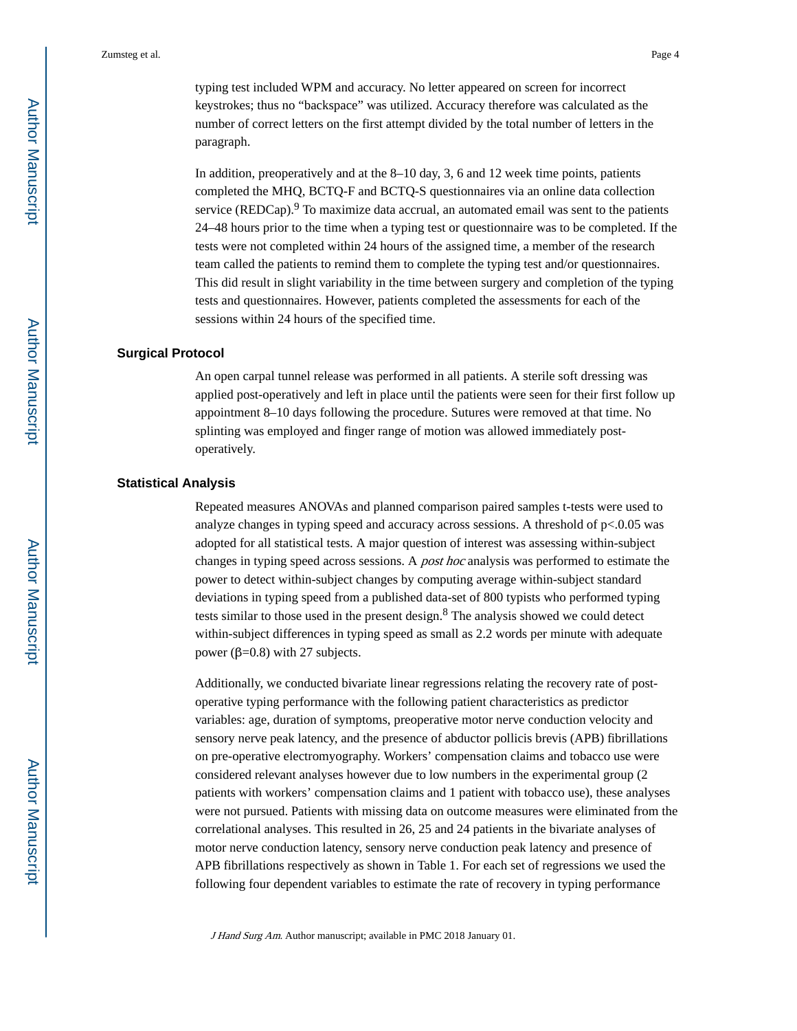typing test included WPM and accuracy. No letter appeared on screen for incorrect keystrokes; thus no "backspace" was utilized. Accuracy therefore was calculated as the number of correct letters on the first attempt divided by the total number of letters in the paragraph.

In addition, preoperatively and at the 8–10 day, 3, 6 and 12 week time points, patients completed the MHQ, BCTQ-F and BCTQ-S questionnaires via an online data collection service (REDCap).[9] To maximize data accrual, an automated email was sent to the patients 24–48 hours prior to the time when a typing test or questionnaire was to be completed. If the tests were not completed within 24 hours of the assigned time, a member of the research team called the patients to remind them to complete the typing test and/or questionnaires. This did result in slight variability in the time between surgery and completion of the typing tests and questionnaires. However, patients completed the assessments for each of the sessions within 24 hours of the specified time.

### Surgical Protocol

An open carpal tunnel release was performed in all patients. A sterile soft dressing was applied post-operatively and left in place until the patients were seen for their first follow up appointment 8–10 days following the procedure. Sutures were removed at that time. No splinting was employed and finger range of motion was allowed immediately post-operatively.

### Statistical Analysis

Repeated measures ANOVAs and planned comparison paired samples t-tests were used to analyze changes in typing speed and accuracy across sessions. A threshold of $p<.0.05$ was adopted for all statistical tests. A major question of interest was assessing within-subject changes in typing speed across sessions. A *post hoc* analysis was performed to estimate the power to detect within-subject changes by computing average within-subject standard deviations in typing speed from a published data-set of 800 typists who performed typing tests similar to those used in the present design.[8] The analysis showed we could detect within-subject differences in typing speed as small as 2.2 words per minute with adequate power ($\beta=0.8$) with 27 subjects.

Additionally, we conducted bivariate linear regressions relating the recovery rate of post-operative typing performance with the following patient characteristics as predictor variables: age, duration of symptoms, preoperative motor nerve conduction velocity and sensory nerve peak latency, and the presence of abductor pollicis brevis (APB) fibrillations on pre-operative electromyography. Workers' compensation claims and tobacco use were considered relevant analyses however due to low numbers in the experimental group (2 patients with workers' compensation claims and 1 patient with tobacco use), these analyses were not pursued. Patients with missing data on outcome measures were eliminated from the correlational analyses. This resulted in 26, 25 and 24 patients in the bivariate analyses of motor nerve conduction latency, sensory nerve conduction peak latency and presence of APB fibrillations respectively as shown in Table 1. For each set of regressions we used the following four dependent variables to estimate the rate of recovery in typing performance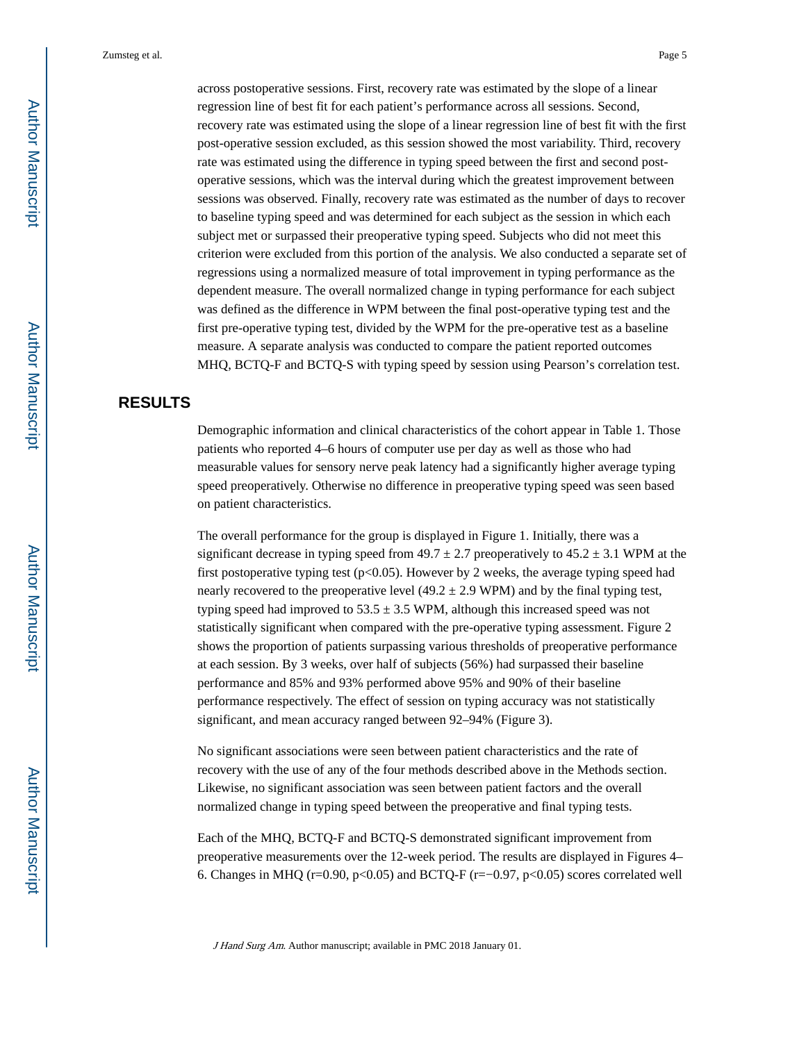across postoperative sessions. First, recovery rate was estimated by the slope of a linear regression line of best fit for each patient's performance across all sessions. Second, recovery rate was estimated using the slope of a linear regression line of best fit with the first post-operative session excluded, as this session showed the most variability. Third, recovery rate was estimated using the difference in typing speed between the first and second post-operative sessions, which was the interval during which the greatest improvement between sessions was observed. Finally, recovery rate was estimated as the number of days to recover to baseline typing speed and was determined for each subject as the session in which each subject met or surpassed their preoperative typing speed. Subjects who did not meet this criterion were excluded from this portion of the analysis. We also conducted a separate set of regressions using a normalized measure of total improvement in typing performance as the dependent measure. The overall normalized change in typing performance for each subject was defined as the difference in WPM between the final post-operative typing test and the first pre-operative typing test, divided by the WPM for the pre-operative test as a baseline measure. A separate analysis was conducted to compare the patient reported outcomes MHQ, BCTQ-F and BCTQ-S with typing speed by session using Pearson's correlation test.

## RESULTS

Demographic information and clinical characteristics of the cohort appear in Table 1. Those patients who reported 4–6 hours of computer use per day as well as those who had measurable values for sensory nerve peak latency had a significantly higher average typing speed preoperatively. Otherwise no difference in preoperative typing speed was seen based on patient characteristics.

The overall performance for the group is displayed in Figure 1. Initially, there was a significant decrease in typing speed from $49.7 \pm 2.7$ preoperatively to $45.2 \pm 3.1$ WPM at the first postoperative typing test ($p<0.05$). However by 2 weeks, the average typing speed had nearly recovered to the preoperative level ($49.2 \pm 2.9$ WPM) and by the final typing test, typing speed had improved to $53.5 \pm 3.5$ WPM, although this increased speed was not statistically significant when compared with the pre-operative typing assessment. Figure 2 shows the proportion of patients surpassing various thresholds of preoperative performance at each session. By 3 weeks, over half of subjects (56%) had surpassed their baseline performance and 85% and 93% performed above 95% and 90% of their baseline performance respectively. The effect of session on typing accuracy was not statistically significant, and mean accuracy ranged between 92–94% (Figure 3).

No significant associations were seen between patient characteristics and the rate of recovery with the use of any of the four methods described above in the Methods section. Likewise, no significant association was seen between patient factors and the overall normalized change in typing speed between the preoperative and final typing tests.

Each of the MHQ, BCTQ-F and BCTQ-S demonstrated significant improvement from preoperative measurements over the 12-week period. The results are displayed in Figures 4–6. Changes in MHQ ($r=0.90$, $p<0.05$) and BCTQ-F ($r=-0.97$, $p<0.05$) scores correlated well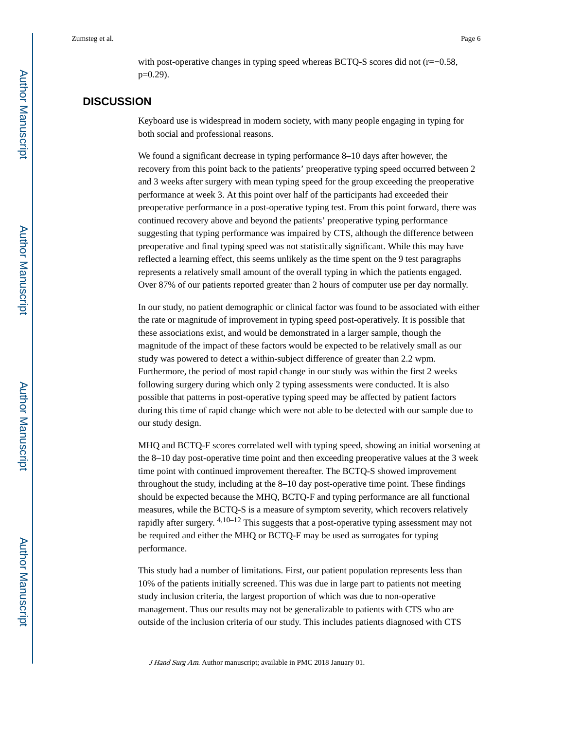with post-operative changes in typing speed whereas BCTQ-S scores did not ($r=-0.58$, $p=0.29$).

## DISCUSSION

Keyboard use is widespread in modern society, with many people engaging in typing for both social and professional reasons.

We found a significant decrease in typing performance 8–10 days after however, the recovery from this point back to the patients' preoperative typing speed occurred between 2 and 3 weeks after surgery with mean typing speed for the group exceeding the preoperative performance at week 3. At this point over half of the participants had exceeded their preoperative performance in a post-operative typing test. From this point forward, there was continued recovery above and beyond the patients' preoperative typing performance suggesting that typing performance was impaired by CTS, although the difference between preoperative and final typing speed was not statistically significant. While this may have reflected a learning effect, this seems unlikely as the time spent on the 9 test paragraphs represents a relatively small amount of the overall typing in which the patients engaged. Over 87% of our patients reported greater than 2 hours of computer use per day normally.

In our study, no patient demographic or clinical factor was found to be associated with either the rate or magnitude of improvement in typing speed post-operatively. It is possible that these associations exist, and would be demonstrated in a larger sample, though the magnitude of the impact of these factors would be expected to be relatively small as our study was powered to detect a within-subject difference of greater than 2.2 wpm. Furthermore, the period of most rapid change in our study was within the first 2 weeks following surgery during which only 2 typing assessments were conducted. It is also possible that patterns in post-operative typing speed may be affected by patient factors during this time of rapid change which were not able to be detected with our sample due to our study design.

MHQ and BCTQ-F scores correlated well with typing speed, showing an initial worsening at the 8–10 day post-operative time point and then exceeding preoperative values at the 3 week time point with continued improvement thereafter. The BCTQ-S showed improvement throughout the study, including at the 8–10 day post-operative time point. These findings should be expected because the MHQ, BCTQ-F and typing performance are all functional measures, while the BCTQ-S is a measure of symptom severity, which recovers relatively rapidly after surgery. [4,10–12] This suggests that a post-operative typing assessment may not be required and either the MHQ or BCTQ-F may be used as surrogates for typing performance.

This study had a number of limitations. First, our patient population represents less than 10% of the patients initially screened. This was due in large part to patients not meeting study inclusion criteria, the largest proportion of which was due to non-operative management. Thus our results may not be generalizable to patients with CTS who are outside of the inclusion criteria of our study. This includes patients diagnosed with CTS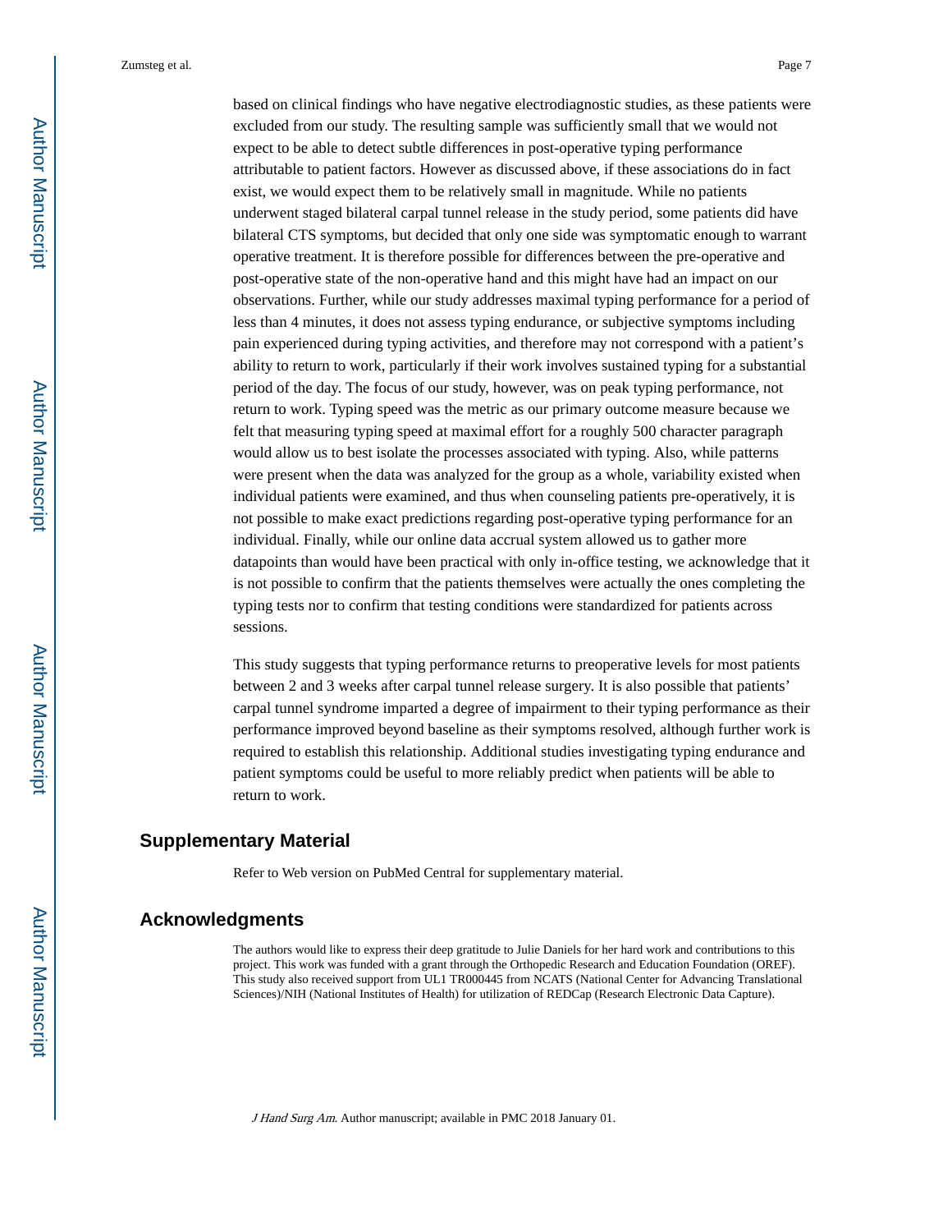based on clinical findings who have negative electrodiagnostic studies, as these patients were excluded from our study. The resulting sample was sufficiently small that we would not expect to be able to detect subtle differences in post-operative typing performance attributable to patient factors. However as discussed above, if these associations do in fact exist, we would expect them to be relatively small in magnitude. While no patients underwent staged bilateral carpal tunnel release in the study period, some patients did have bilateral CTS symptoms, but decided that only one side was symptomatic enough to warrant operative treatment. It is therefore possible for differences between the pre-operative and post-operative state of the non-operative hand and this might have had an impact on our observations. Further, while our study addresses maximal typing performance for a period of less than 4 minutes, it does not assess typing endurance, or subjective symptoms including pain experienced during typing activities, and therefore may not correspond with a patient's ability to return to work, particularly if their work involves sustained typing for a substantial period of the day. The focus of our study, however, was on peak typing performance, not return to work. Typing speed was the metric as our primary outcome measure because we felt that measuring typing speed at maximal effort for a roughly 500 character paragraph would allow us to best isolate the processes associated with typing. Also, while patterns were present when the data was analyzed for the group as a whole, variability existed when individual patients were examined, and thus when counseling patients pre-operatively, it is not possible to make exact predictions regarding post-operative typing performance for an individual. Finally, while our online data accrual system allowed us to gather more datapoints than would have been practical with only in-office testing, we acknowledge that it is not possible to confirm that the patients themselves were actually the ones completing the typing tests nor to confirm that testing conditions were standardized for patients across sessions.

This study suggests that typing performance returns to preoperative levels for most patients between 2 and 3 weeks after carpal tunnel release surgery. It is also possible that patients' carpal tunnel syndrome imparted a degree of impairment to their typing performance as their performance improved beyond baseline as their symptoms resolved, although further work is required to establish this relationship. Additional studies investigating typing endurance and patient symptoms could be useful to more reliably predict when patients will be able to return to work.

## Supplementary Material

Refer to Web version on PubMed Central for supplementary material.

## Acknowledgments

The authors would like to express their deep gratitude to Julie Daniels for her hard work and contributions to this project. This work was funded with a grant through the Orthopedic Research and Education Foundation (OREF). This study also received support from UL1 TR000445 from NCATS (National Center for Advancing Translational Sciences)/NIH (National Institutes of Health) for utilization of REDCap (Research Electronic Data Capture).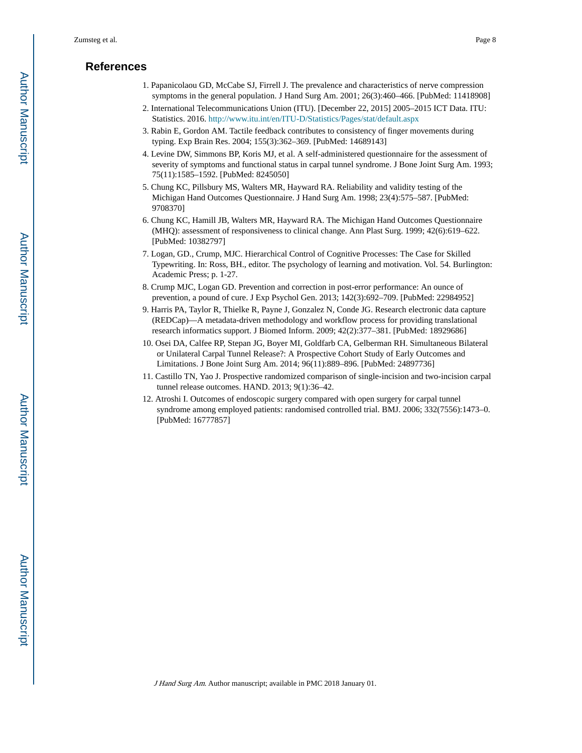## References

1. Papanicolaou GD, McCabe SJ, Firrell J. The prevalence and characteristics of nerve compression symptoms in the general population. J Hand Surg Am. 2001; 26(3):460–466. [PubMed: 11418908]
2. International Telecommunications Union (ITU). [December 22, 2015] 2005–2015 ICT Data. ITU: Statistics. 2016. http://www.itu.int/en/ITU-D/Statistics/Pages/stat/default.aspx
3. Rabin E, Gordon AM. Tactile feedback contributes to consistency of finger movements during typing. Exp Brain Res. 2004; 155(3):362–369. [PubMed: 14689143]
4. Levine DW, Simmons BP, Koris MJ, et al. A self-administered questionnaire for the assessment of severity of symptoms and functional status in carpal tunnel syndrome. J Bone Joint Surg Am. 1993; 75(11):1585–1592. [PubMed: 8245050]
5. Chung KC, Pillsbury MS, Walters MR, Hayward RA. Reliability and validity testing of the Michigan Hand Outcomes Questionnaire. J Hand Surg Am. 1998; 23(4):575–587. [PubMed: 9708370]
6. Chung KC, Hamill JB, Walters MR, Hayward RA. The Michigan Hand Outcomes Questionnaire (MHQ): assessment of responsiveness to clinical change. Ann Plast Surg. 1999; 42(6):619–622. [PubMed: 10382797]
7. Logan, GD., Crump, MJC. Hierarchical Control of Cognitive Processes: The Case for Skilled Typewriting. In: Ross, BH., editor. The psychology of learning and motivation. Vol. 54. Burlington: Academic Press; p. 1-27.
8. Crump MJC, Logan GD. Prevention and correction in post-error performance: An ounce of prevention, a pound of cure. J Exp Psychol Gen. 2013; 142(3):692–709. [PubMed: 22984952]
9. Harris PA, Taylor R, Thielke R, Payne J, Gonzalez N, Conde JG. Research electronic data capture (REDCap)—A metadata-driven methodology and workflow process for providing translational research informatics support. J Biomed Inform. 2009; 42(2):377–381. [PubMed: 18929686]
10. Osei DA, Calfee RP, Stepan JG, Boyer MI, Goldfarb CA, Gelberman RH. Simultaneous Bilateral or Unilateral Carpal Tunnel Release?: A Prospective Cohort Study of Early Outcomes and Limitations. J Bone Joint Surg Am. 2014; 96(11):889–896. [PubMed: 24897736]
11. Castillo TN, Yao J. Prospective randomized comparison of single-incision and two-incision carpal tunnel release outcomes. HAND. 2013; 9(1):36–42.
12. Atroshi I. Outcomes of endoscopic surgery compared with open surgery for carpal tunnel syndrome among employed patients: randomised controlled trial. BMJ. 2006; 332(7556):1473–0. [PubMed: 16777857]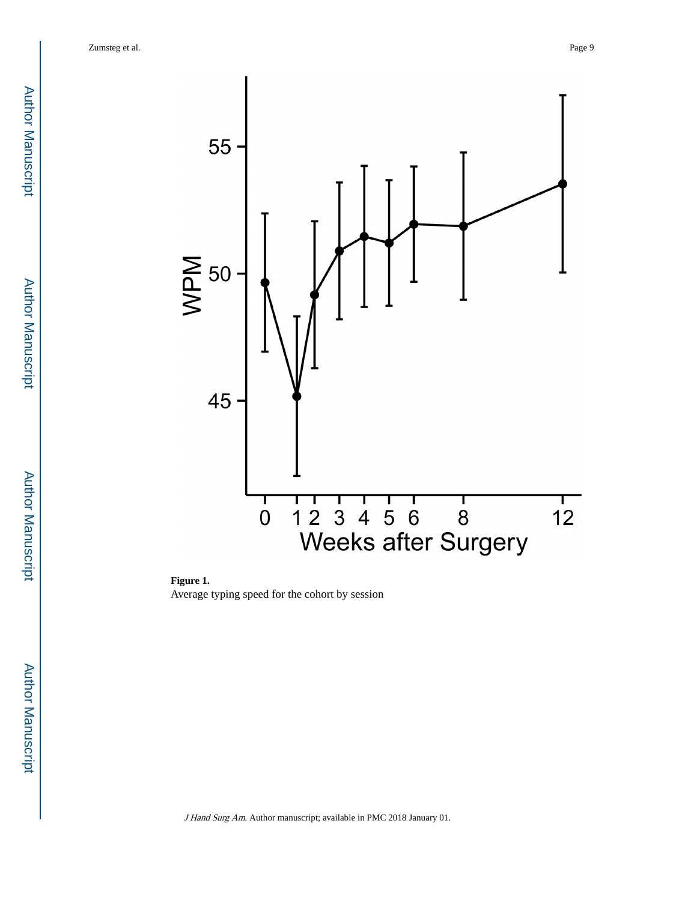**Figure 1.**

Average typing speed for the cohort by session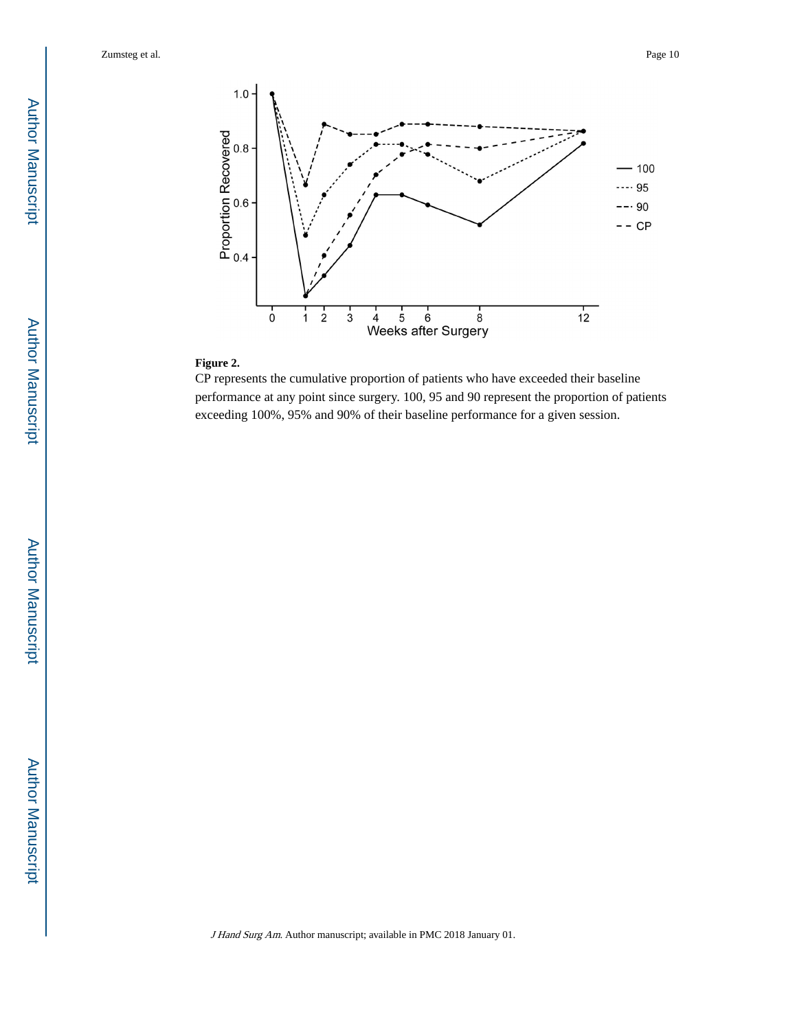**Figure 2.**

CP represents the cumulative proportion of patients who have exceeded their baseline performance at any point since surgery. 100, 95 and 90 represent the proportion of patients exceeding 100%, 95% and 90% of their baseline performance for a given session.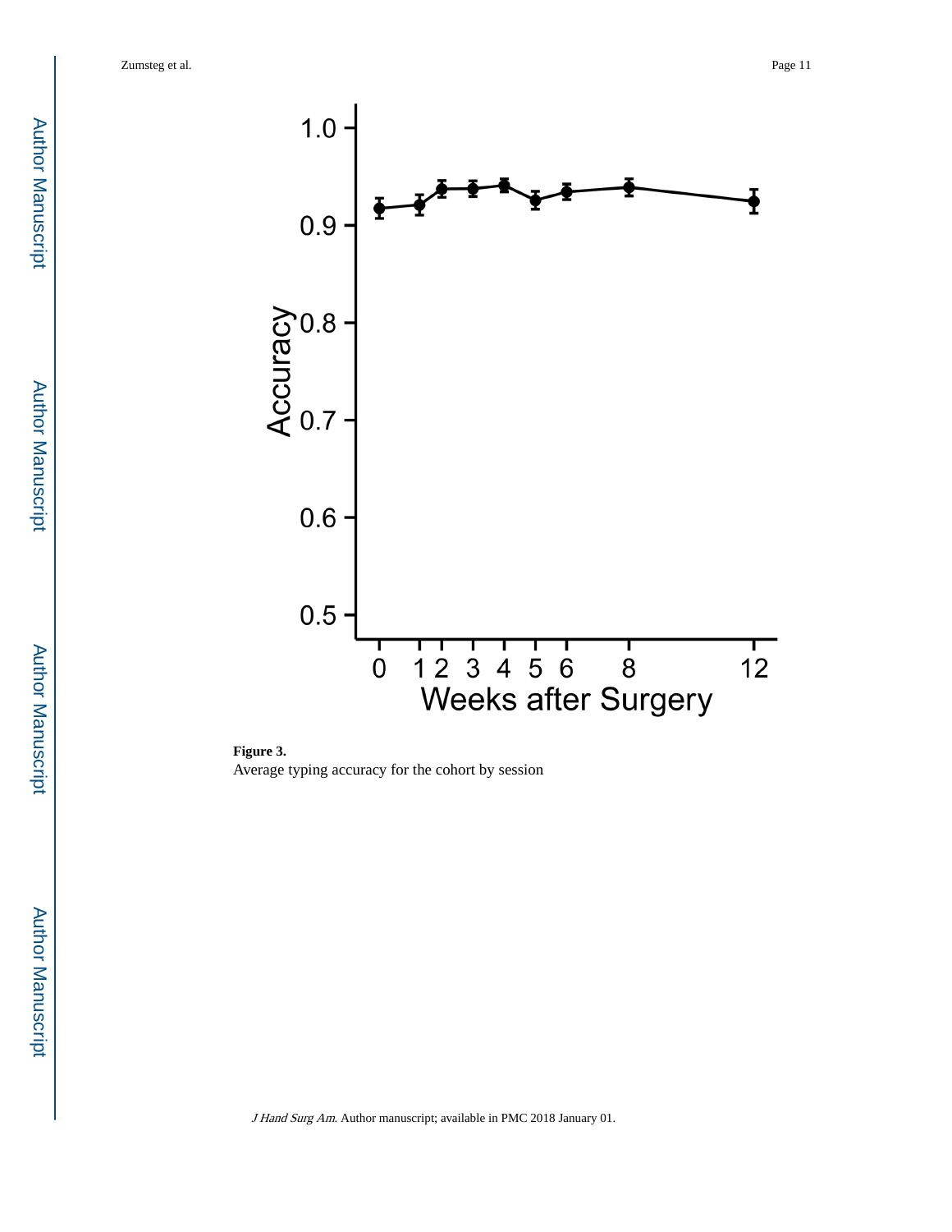**Figure 3.**

Average typing accuracy for the cohort by session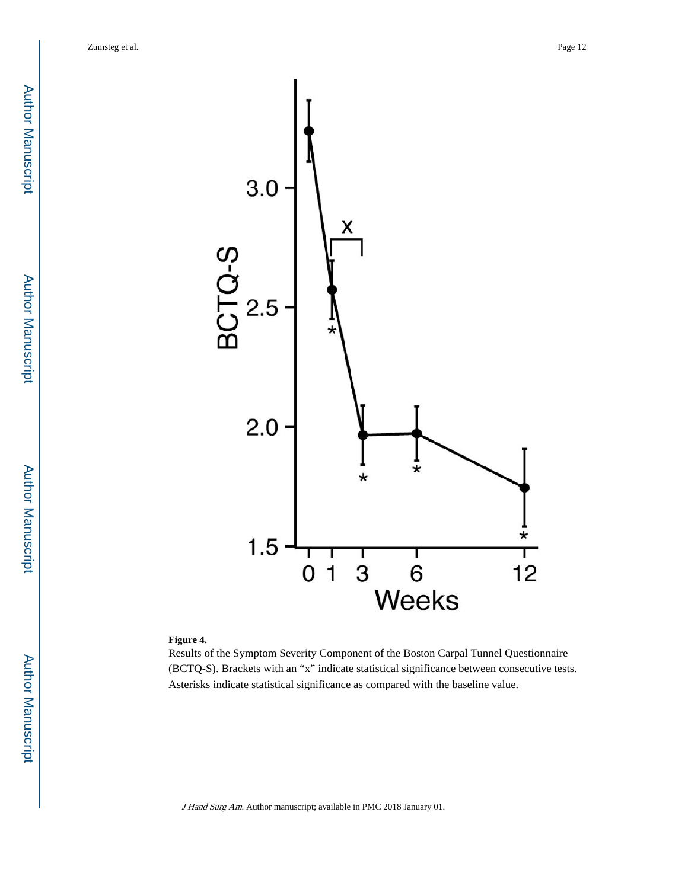**Figure 4.**

Results of the Symptom Severity Component of the Boston Carpal Tunnel Questionnaire (BCTQ-S). Brackets with an "x" indicate statistical significance between consecutive tests. Asterisks indicate statistical significance as compared with the baseline value.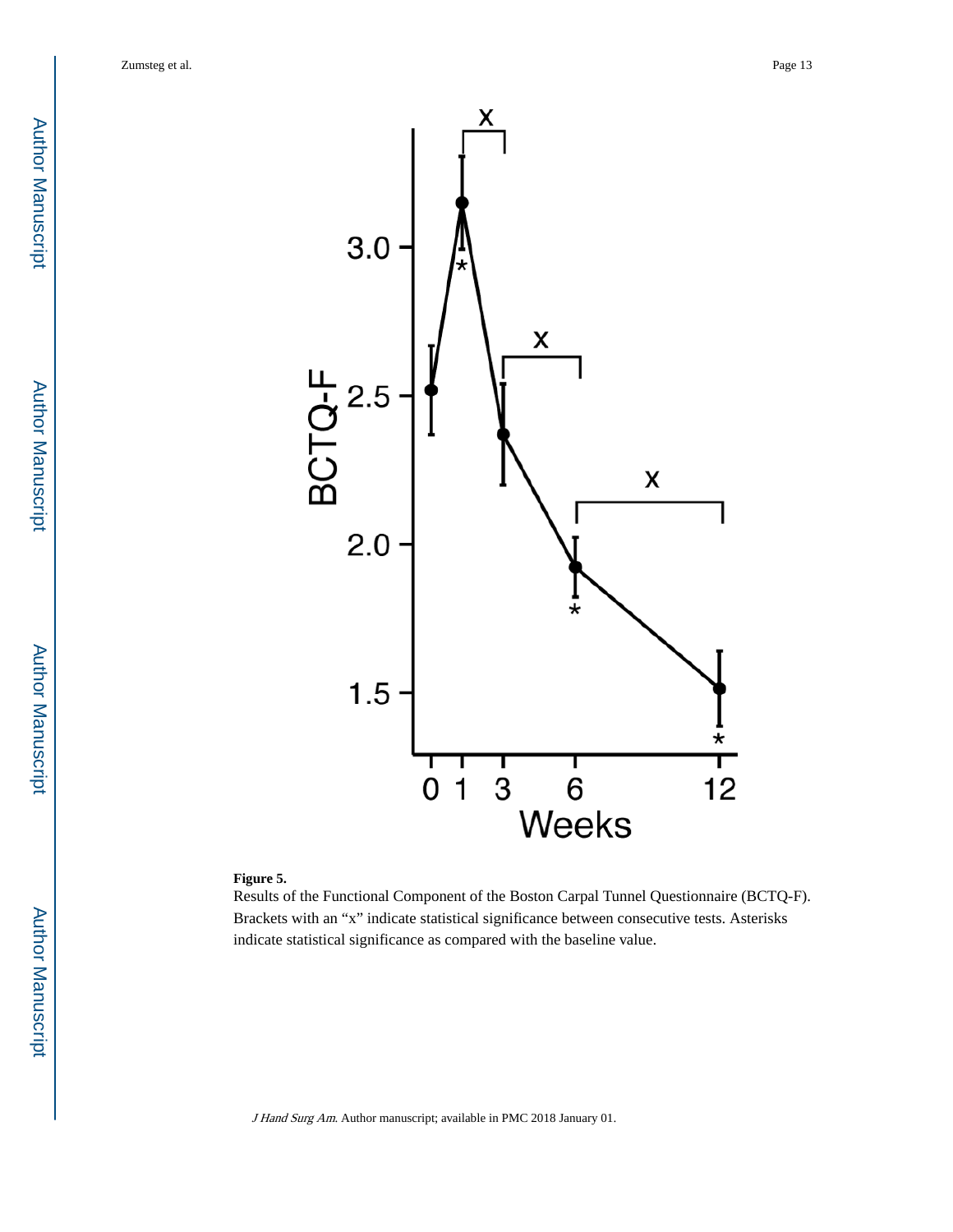**Figure 5.**

Results of the Functional Component of the Boston Carpal Tunnel Questionnaire (BCTQ-F). Brackets with an "x" indicate statistical significance between consecutive tests. Asterisks indicate statistical significance as compared with the baseline value.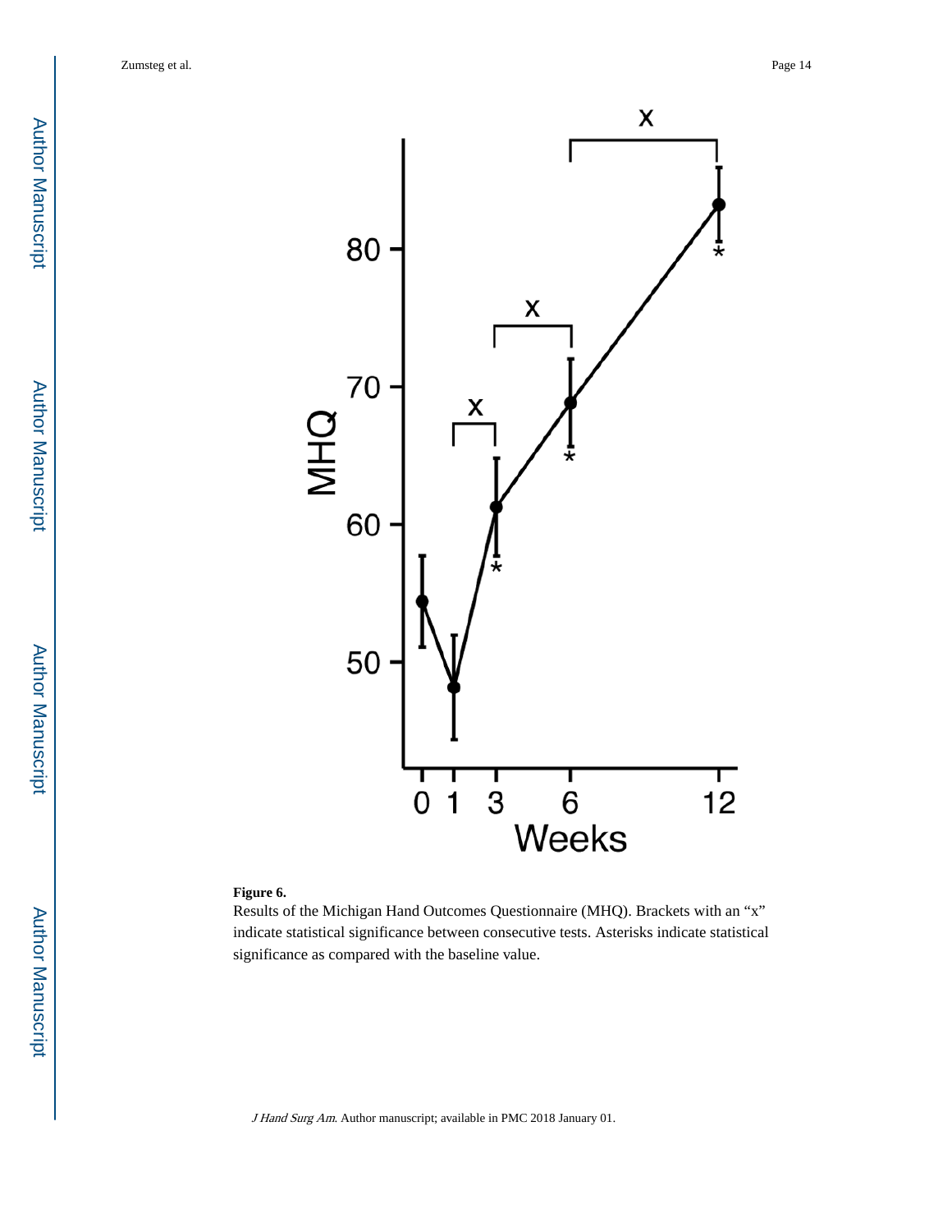**Figure 6.**

Results of the Michigan Hand Outcomes Questionnaire (MHQ). Brackets with an "x" indicate statistical significance between consecutive tests. Asterisks indicate statistical significance as compared with the baseline value.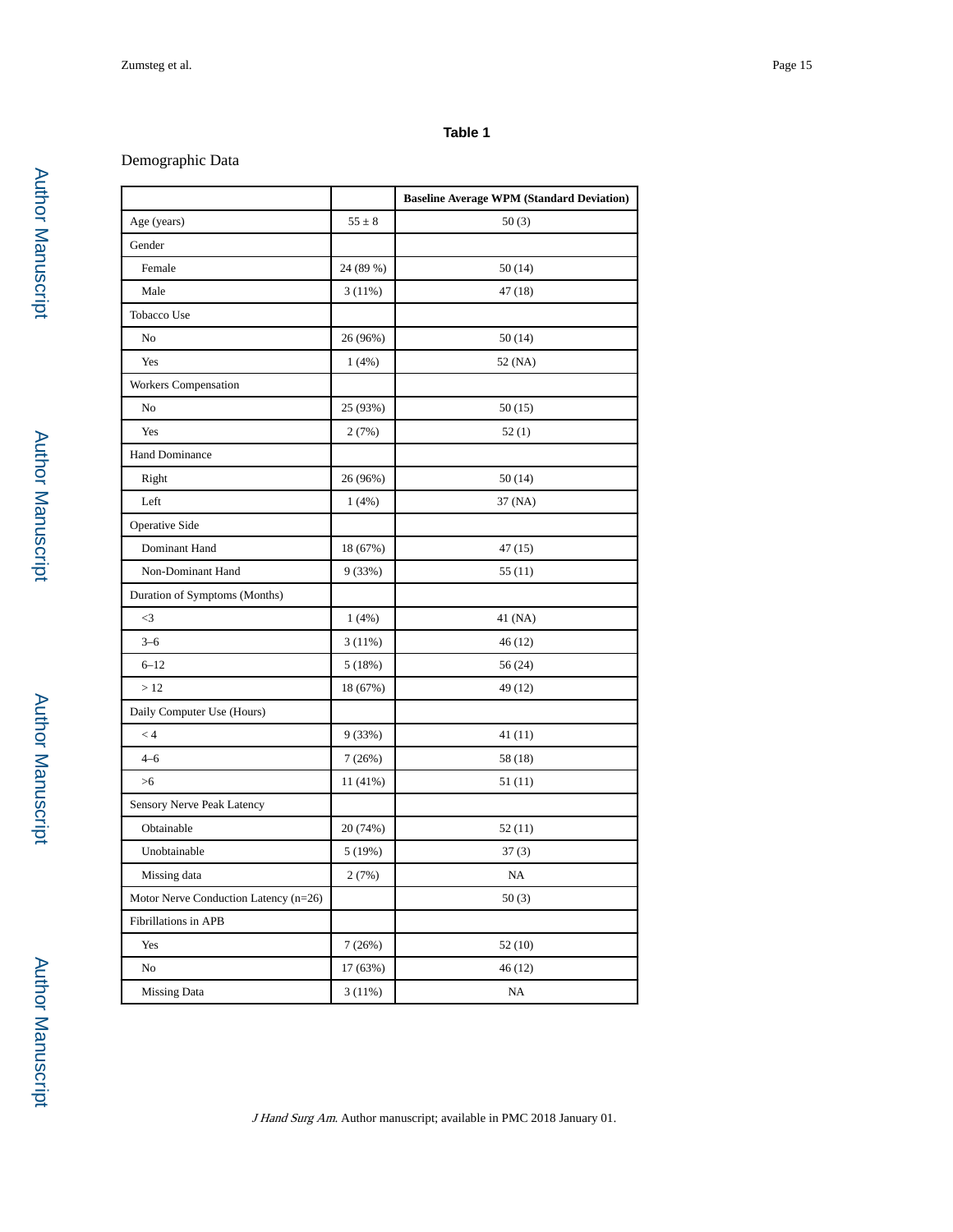**Table 1**

Demographic Data

| | | Baseline Average WPM (Standard Deviation) |
|---|---|---|
| Age (years) | 55 ± 8 | 50 (3) |
| Gender | | |
| Female | 24 (89 %) | 50 (14) |
| Male | 3 (11%) | 47 (18) |
| Tobacco Use | | |
| No | 26 (96%) | 50 (14) |
| Yes | 1 (4%) | 52 (NA) |
| Workers Compensation | | |
| No | 25 (93%) | 50 (15) |
| Yes | 2 (7%) | 52 (1) |
| Hand Dominance | | |
| Right | 26 (96%) | 50 (14) |
| Left | 1 (4%) | 37 (NA) |
| Operative Side | | |
| Dominant Hand | 18 (67%) | 47 (15) |
| Non-Dominant Hand | 9 (33%) | 55 (11) |
| Duration of Symptoms (Months) | | |
| <3 | 1 (4%) | 41 (NA) |
| 3–6 | 3 (11%) | 46 (12) |
| 6–12 | 5 (18%) | 56 (24) |
| > 12 | 18 (67%) | 49 (12) |
| Daily Computer Use (Hours) | | |
| < 4 | 9 (33%) | 41 (11) |
| 4–6 | 7 (26%) | 58 (18) |
| >6 | 11 (41%) | 51 (11) |
| Sensory Nerve Peak Latency | | |
| Obtainable | 20 (74%) | 52 (11) |
| Unobtainable | 5 (19%) | 37 (3) |
| Missing data | 2 (7%) | NA |
| Motor Nerve Conduction Latency (n=26) | | 50 (3) |
| Fibrillations in APB | | |
| Yes | 7 (26%) | 52 (10) |
| No | 17 (63%) | 46 (12) |
| Missing Data | 3 (11%) | NA |